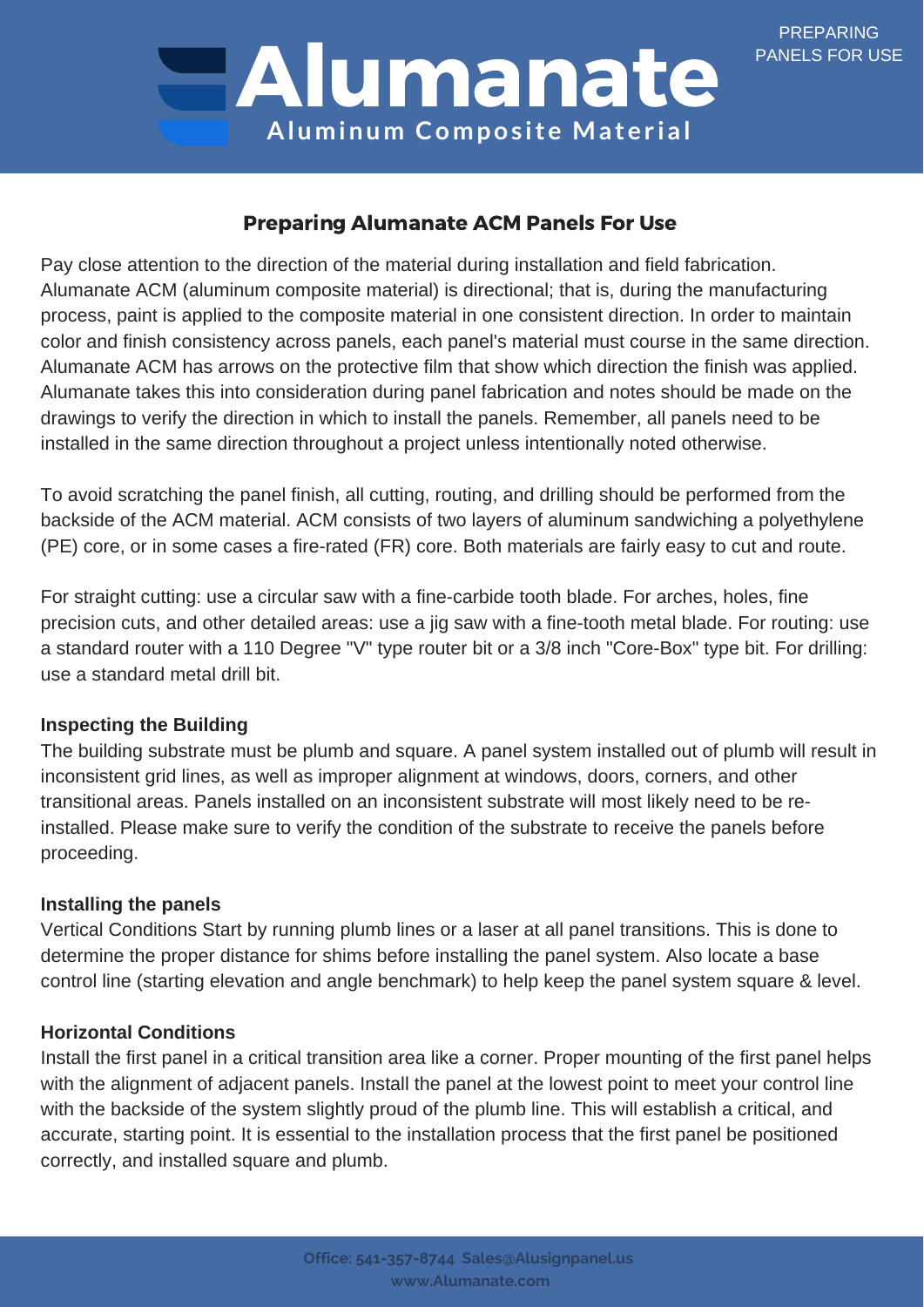# Alumanate

**Aluminum Composite Material**

PREPARING PANELS FOR USE

## Preparing Alumanate ACM Panels For Use

Pay close attention to the direction of the material during installation and field fabrication. Alumanate ACM (aluminum composite material) is directional; that is, during the manufacturing process, paint is applied to the composite material in one consistent direction. In order to maintain color and finish consistency across panels, each panel's material must course in the same direction. Alumanate ACM has arrows on the protective film that show which direction the finish was applied. Alumanate takes this into consideration during panel fabrication and notes should be made on the drawings to verify the direction in which to install the panels. Remember, all panels need to be installed in the same direction throughout a project unless intentionally noted otherwise.

To avoid scratching the panel finish, all cutting, routing, and drilling should be performed from the backside of the ACM material. ACM consists of two layers of aluminum sandwiching a polyethylene (PE) core, or in some cases a fire-rated (FR) core. Both materials are fairly easy to cut and route.

For straight cutting: use a circular saw with a fine-carbide tooth blade. For arches, holes, fine precision cuts, and other detailed areas: use a jig saw with a fine-tooth metal blade. For routing: use a standard router with a 110 Degree "V" type router bit or a 3/8 inch "Core-Box" type bit. For drilling: use a standard metal drill bit.

### Inspecting the Building

The building substrate must be plumb and square. A panel system installed out of plumb will result in inconsistent grid lines, as well as improper alignment at windows, doors, corners, and other transitional areas. Panels installed on an inconsistent substrate will most likely need to be re-installed. Please make sure to verify the condition of the substrate to receive the panels before proceeding.

### Installing the panels

Vertical Conditions Start by running plumb lines or a laser at all panel transitions. This is done to determine the proper distance for shims before installing the panel system. Also locate a base control line (starting elevation and angle benchmark) to help keep the panel system square & level.

### Horizontal Conditions

Install the first panel in a critical transition area like a corner. Proper mounting of the first panel helps with the alignment of adjacent panels. Install the panel at the lowest point to meet your control line with the backside of the system slightly proud of the plumb line. This will establish a critical, and accurate, starting point. It is essential to the installation process that the first panel be positioned correctly, and installed square and plumb.

Office: 541-357-8744 Sales@Alusignpanel.us
www.Alumanate.com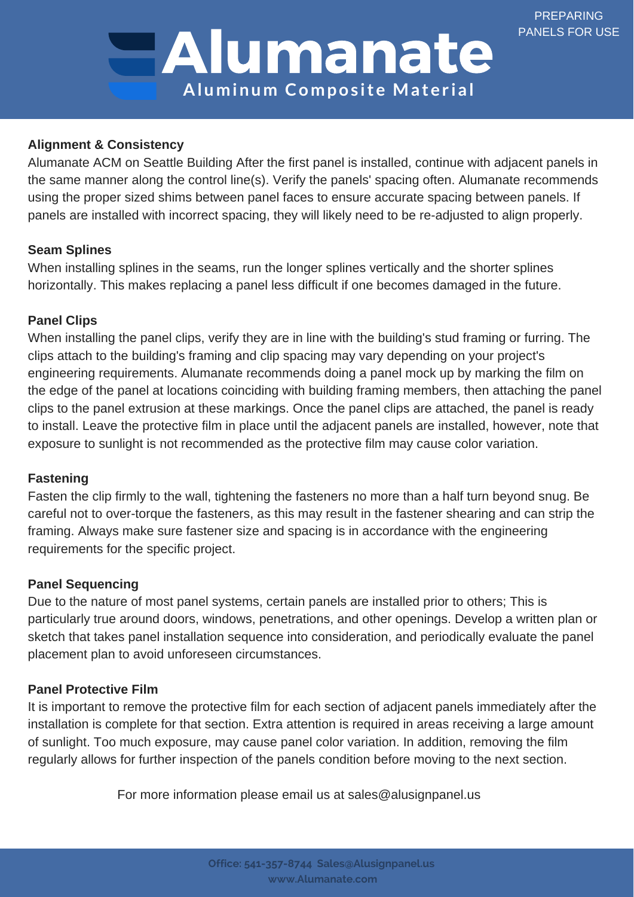# Alumanate

**Aluminum Composite Material**

PREPARING PANELS FOR USE

**Alignment & Consistency**

Alumanate ACM on Seattle Building After the first panel is installed, continue with adjacent panels in the same manner along the control line(s). Verify the panels' spacing often. Alumanate recommends using the proper sized shims between panel faces to ensure accurate spacing between panels. If panels are installed with incorrect spacing, they will likely need to be re-adjusted to align properly.

**Seam Splines**

When installing splines in the seams, run the longer splines vertically and the shorter splines horizontally. This makes replacing a panel less difficult if one becomes damaged in the future.

**Panel Clips**

When installing the panel clips, verify they are in line with the building's stud framing or furring. The clips attach to the building's framing and clip spacing may vary depending on your project's engineering requirements. Alumanate recommends doing a panel mock up by marking the film on the edge of the panel at locations coinciding with building framing members, then attaching the panel clips to the panel extrusion at these markings. Once the panel clips are attached, the panel is ready to install. Leave the protective film in place until the adjacent panels are installed, however, note that exposure to sunlight is not recommended as the protective film may cause color variation.

**Fastening**

Fasten the clip firmly to the wall, tightening the fasteners no more than a half turn beyond snug. Be careful not to over-torque the fasteners, as this may result in the fastener shearing and can strip the framing. Always make sure fastener size and spacing is in accordance with the engineering requirements for the specific project.

**Panel Sequencing**

Due to the nature of most panel systems, certain panels are installed prior to others; This is particularly true around doors, windows, penetrations, and other openings. Develop a written plan or sketch that takes panel installation sequence into consideration, and periodically evaluate the panel placement plan to avoid unforeseen circumstances.

**Panel Protective Film**

It is important to remove the protective film for each section of adjacent panels immediately after the installation is complete for that section. Extra attention is required in areas receiving a large amount of sunlight. Too much exposure, may cause panel color variation. In addition, removing the film regularly allows for further inspection of the panels condition before moving to the next section.

For more information please email us at sales@alusignpanel.us

Office: 541-357-8744 Sales@Alusignpanel.us
www.Alumanate.com